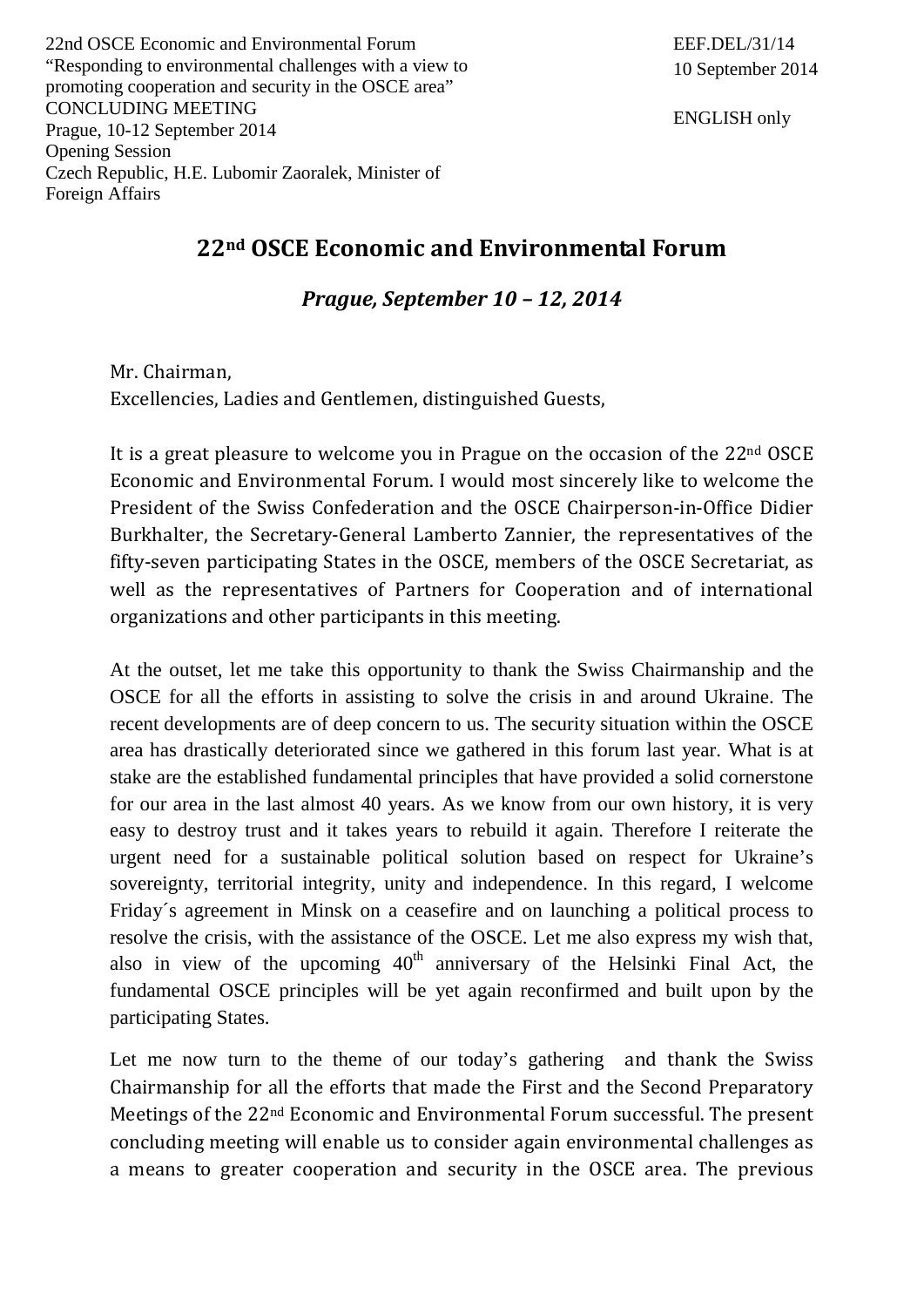22nd OSCE Economic and Environmental Forum
"Responding to environmental challenges with a view to promoting cooperation and security in the OSCE area"
CONCLUDING MEETING
Prague, 10-12 September 2014
Opening Session
Czech Republic, H.E. Lubomir Zaoralek, Minister of Foreign Affairs

EEF.DEL/31/14
10 September 2014

ENGLISH only

# 22nd OSCE Economic and Environmental Forum

***Prague, September 10 – 12, 2014***

Mr. Chairman,
Excellencies, Ladies and Gentlemen, distinguished Guests,

It is a great pleasure to welcome you in Prague on the occasion of the 22nd OSCE Economic and Environmental Forum. I would most sincerely like to welcome the President of the Swiss Confederation and the OSCE Chairperson-in-Office Didier Burkhalter, the Secretary-General Lamberto Zannier, the representatives of the fifty-seven participating States in the OSCE, members of the OSCE Secretariat, as well as the representatives of Partners for Cooperation and of international organizations and other participants in this meeting.

At the outset, let me take this opportunity to thank the Swiss Chairmanship and the OSCE for all the efforts in assisting to solve the crisis in and around Ukraine. The recent developments are of deep concern to us. The security situation within the OSCE area has drastically deteriorated since we gathered in this forum last year. What is at stake are the established fundamental principles that have provided a solid cornerstone for our area in the last almost 40 years. As we know from our own history, it is very easy to destroy trust and it takes years to rebuild it again. Therefore I reiterate the urgent need for a sustainable political solution based on respect for Ukraine's sovereignty, territorial integrity, unity and independence. In this regard, I welcome Friday´s agreement in Minsk on a ceasefire and on launching a political process to resolve the crisis, with the assistance of the OSCE. Let me also express my wish that, also in view of the upcoming 40th anniversary of the Helsinki Final Act, the fundamental OSCE principles will be yet again reconfirmed and built upon by the participating States.

Let me now turn to the theme of our today's gathering and thank the Swiss Chairmanship for all the efforts that made the First and the Second Preparatory Meetings of the 22nd Economic and Environmental Forum successful. The present concluding meeting will enable us to consider again environmental challenges as a means to greater cooperation and security in the OSCE area. The previous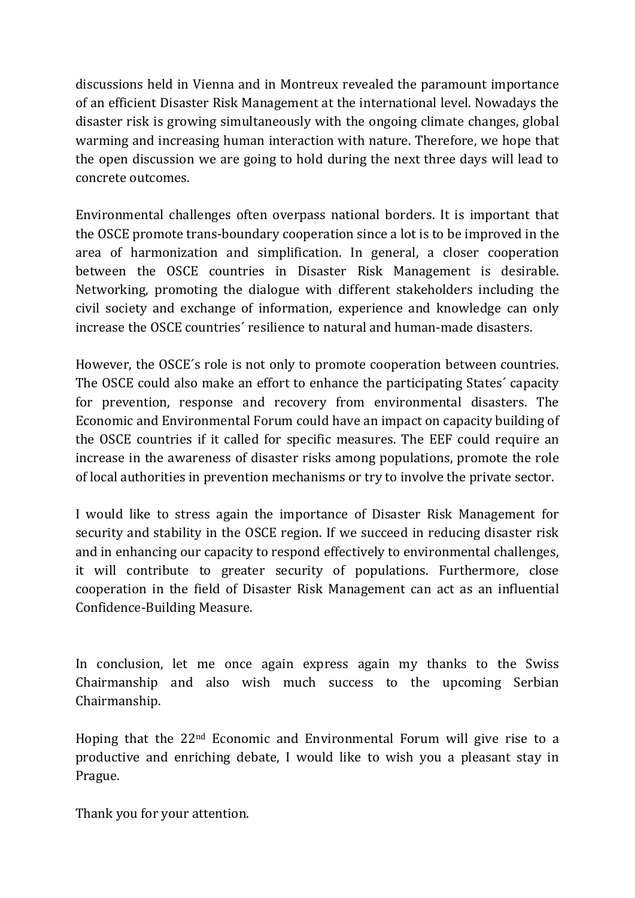discussions held in Vienna and in Montreux revealed the paramount importance of an efficient Disaster Risk Management at the international level. Nowadays the disaster risk is growing simultaneously with the ongoing climate changes, global warming and increasing human interaction with nature. Therefore, we hope that the open discussion we are going to hold during the next three days will lead to concrete outcomes.

Environmental challenges often overpass national borders. It is important that the OSCE promote trans-boundary cooperation since a lot is to be improved in the area of harmonization and simplification. In general, a closer cooperation between the OSCE countries in Disaster Risk Management is desirable. Networking, promoting the dialogue with different stakeholders including the civil society and exchange of information, experience and knowledge can only increase the OSCE countries´ resilience to natural and human-made disasters.

However, the OSCE´s role is not only to promote cooperation between countries. The OSCE could also make an effort to enhance the participating States´ capacity for prevention, response and recovery from environmental disasters. The Economic and Environmental Forum could have an impact on capacity building of the OSCE countries if it called for specific measures. The EEF could require an increase in the awareness of disaster risks among populations, promote the role of local authorities in prevention mechanisms or try to involve the private sector.

I would like to stress again the importance of Disaster Risk Management for security and stability in the OSCE region. If we succeed in reducing disaster risk and in enhancing our capacity to respond effectively to environmental challenges, it will contribute to greater security of populations. Furthermore, close cooperation in the field of Disaster Risk Management can act as an influential Confidence-Building Measure.

In conclusion, let me once again express again my thanks to the Swiss Chairmanship and also wish much success to the upcoming Serbian Chairmanship.

Hoping that the 22nd Economic and Environmental Forum will give rise to a productive and enriching debate, I would like to wish you a pleasant stay in Prague.

Thank you for your attention.